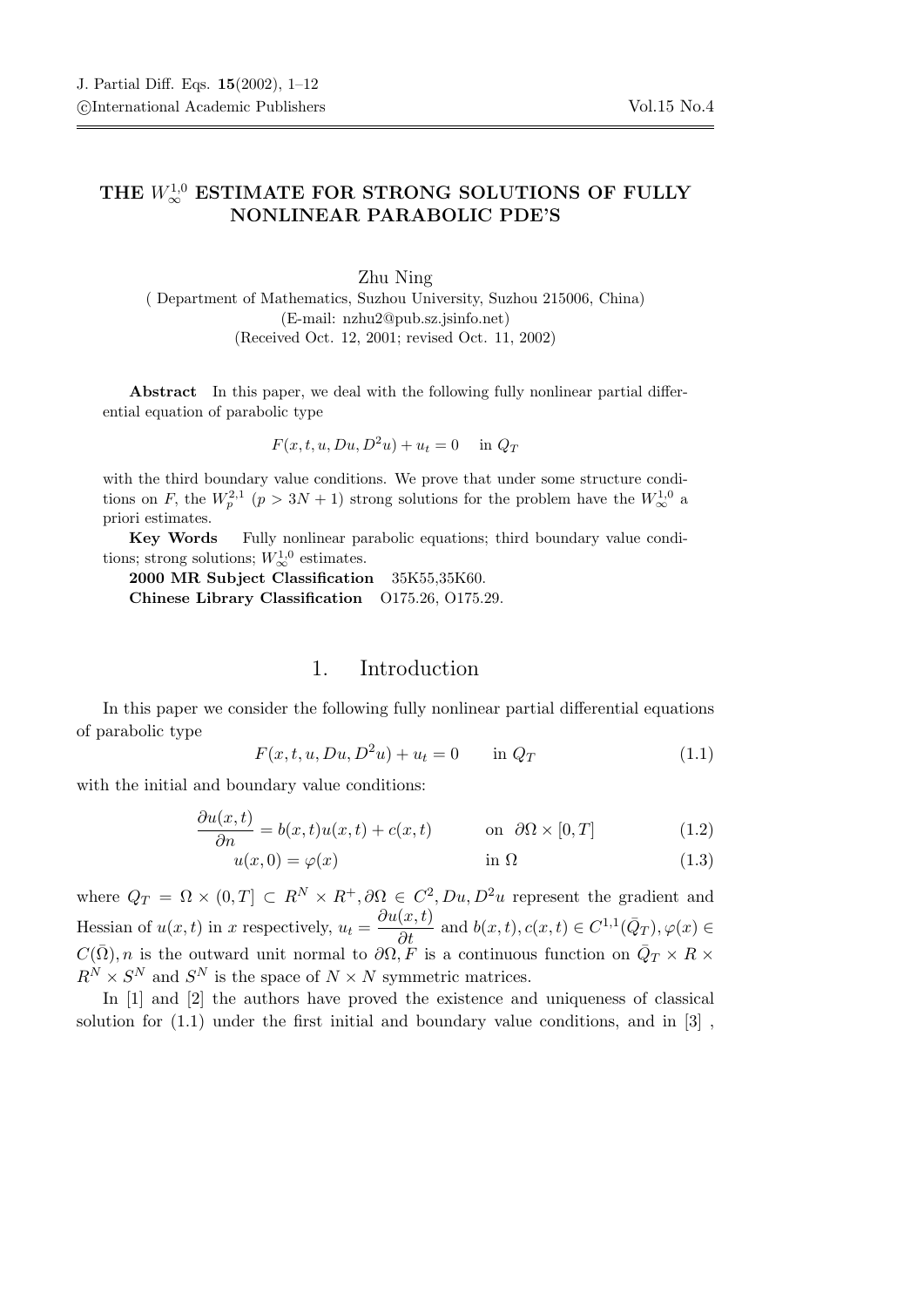# THE $W_\infty^{1,0}$ ESTIMATE FOR STRONG SOLUTIONS OF FULLY NONLINEAR PARABOLIC PDE'S

Zhu Ning

( Department of Mathematics, Suzhou University, Suzhou 215006, China)
(E-mail: nzhu2@pub.sz.jsinfo.net)
(Received Oct. 12, 2001; revised Oct. 11, 2002)

**Abstract** In this paper, we deal with the following fully nonlinear partial differential equation of parabolic type

$$F(x,t,u,Du,D^2u) + u_t = 0 \quad \text{in } Q_T$$

with the third boundary value conditions. We prove that under some structure conditions on $F$, the $W_p^{2,1}$ ($p > 3N+1$) strong solutions for the problem have the $W_\infty^{1,0}$ a priori estimates.

**Key Words** Fully nonlinear parabolic equations; third boundary value conditions; strong solutions; $W_\infty^{1,0}$ estimates.

**2000 MR Subject Classification** 35K55,35K60.

**Chinese Library Classification** O175.26, O175.29.

## 1. Introduction

In this paper we consider the following fully nonlinear partial differential equations of parabolic type

$$F(x,t,u,Du,D^2u) + u_t = 0 \qquad \text{in } Q_T \tag{1.1}$$

with the initial and boundary value conditions:

$$\frac{\partial u(x,t)}{\partial n} = b(x,t)u(x,t) + c(x,t) \qquad \text{on } \partial\Omega \times [0,T] \tag{1.2}$$

$$u(x,0) = \varphi(x) \qquad \text{in } \Omega \tag{1.3}$$

where $Q_T = \Omega \times (0,T] \subset R^N \times R^+, \partial\Omega \in C^2, Du, D^2u$ represent the gradient and Hessian of $u(x,t)$ in $x$ respectively, $u_t = \dfrac{\partial u(x,t)}{\partial t}$ and $b(x,t), c(x,t) \in C^{1,1}(\bar{Q}_T), \varphi(x) \in C(\bar{\Omega}), n$ is the outward unit normal to $\partial\Omega, F$ is a continuous function on $\bar{Q}_T \times R \times R^N \times S^N$ and $S^N$ is the space of $N \times N$ symmetric matrices.

In [1] and [2] the authors have proved the existence and uniqueness of classical solution for (1.1) under the first initial and boundary value conditions, and in [3] ,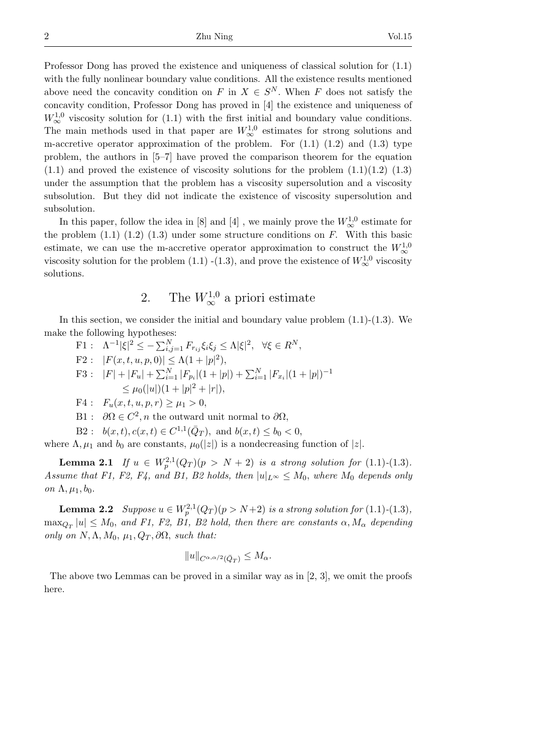Professor Dong has proved the existence and uniqueness of classical solution for (1.1) with the fully nonlinear boundary value conditions. All the existence results mentioned above need the concavity condition on $F$ in $X \in S^N$. When $F$ does not satisfy the concavity condition, Professor Dong has proved in [4] the existence and uniqueness of $W_\infty^{1,0}$ viscosity solution for (1.1) with the first initial and boundary value conditions. The main methods used in that paper are $W_\infty^{1,0}$ estimates for strong solutions and m-accretive operator approximation of the problem. For (1.1) (1.2) and (1.3) type problem, the authors in [5–7] have proved the comparison theorem for the equation (1.1) and proved the existence of viscosity solutions for the problem (1.1)(1.2) (1.3) under the assumption that the problem has a viscosity supersolution and a viscosity subsolution. But they did not indicate the existence of viscosity supersolution and subsolution.

In this paper, follow the idea in [8] and [4] , we mainly prove the $W_\infty^{1,0}$ estimate for the problem (1.1) (1.2) (1.3) under some structure conditions on $F$. With this basic estimate, we can use the m-accretive operator approximation to construct the $W_\infty^{1,0}$ viscosity solution for the problem (1.1) -(1.3), and prove the existence of $W_\infty^{1,0}$ viscosity solutions.

## 2. The $W_\infty^{1,0}$ a priori estimate

In this section, we consider the initial and boundary value problem (1.1)-(1.3). We make the following hypotheses:

F1 : $\Lambda^{-1}|\xi|^2 \le -\sum_{i,j=1}^N F_{r_{ij}}\xi_i\xi_j \le \Lambda|\xi|^2, \quad \forall \xi \in R^N,$

F2 : $|F(x,t,u,p,0)| \le \Lambda(1+|p|^2),$

F3 : $|F| + |F_u| + \sum_{i=1}^N |F_{p_i}|(1+|p|) + \sum_{i=1}^N |F_{x_i}|(1+|p|)^{-1}$
$\le \mu_0(|u|)(1+|p|^2+|r|),$

F4 : $F_u(x,t,u,p,r) \ge \mu_1 > 0,$

B1 : $\partial\Omega \in C^2, n$ the outward unit normal to $\partial\Omega$,

B2 : $b(x,t), c(x,t) \in C^{1,1}(\bar{Q}_T)$, and $b(x,t) \le b_0 < 0$,

where $\Lambda, \mu_1$ and $b_0$ are constants, $\mu_0(|z|)$ is a nondecreasing function of $|z|$.

**Lemma 2.1** *If $u \in W_p^{2,1}(Q_T)(p > N+2)$ is a strong solution for (1.1)-(1.3). Assume that F1, F2, F4, and B1, B2 holds, then $|u|_{L^\infty} \le M_0$, where $M_0$ depends only on $\Lambda, \mu_1, b_0$.*

**Lemma 2.2** *Suppose $u \in W_p^{2,1}(Q_T)(p > N+2)$ is a strong solution for (1.1)-(1.3), $\max_{Q_T}|u| \le M_0$, and F1, F2, B1, B2 hold, then there are constants $\alpha, M_\alpha$ depending only on $N, \Lambda, M_0, \mu_1, Q_T, \partial\Omega$, such that:*

$$\|u\|_{C^{\alpha,\alpha/2}(\bar{Q}_T)} \le M_\alpha.$$

The above two Lemmas can be proved in a similar way as in [2, 3], we omit the proofs here.